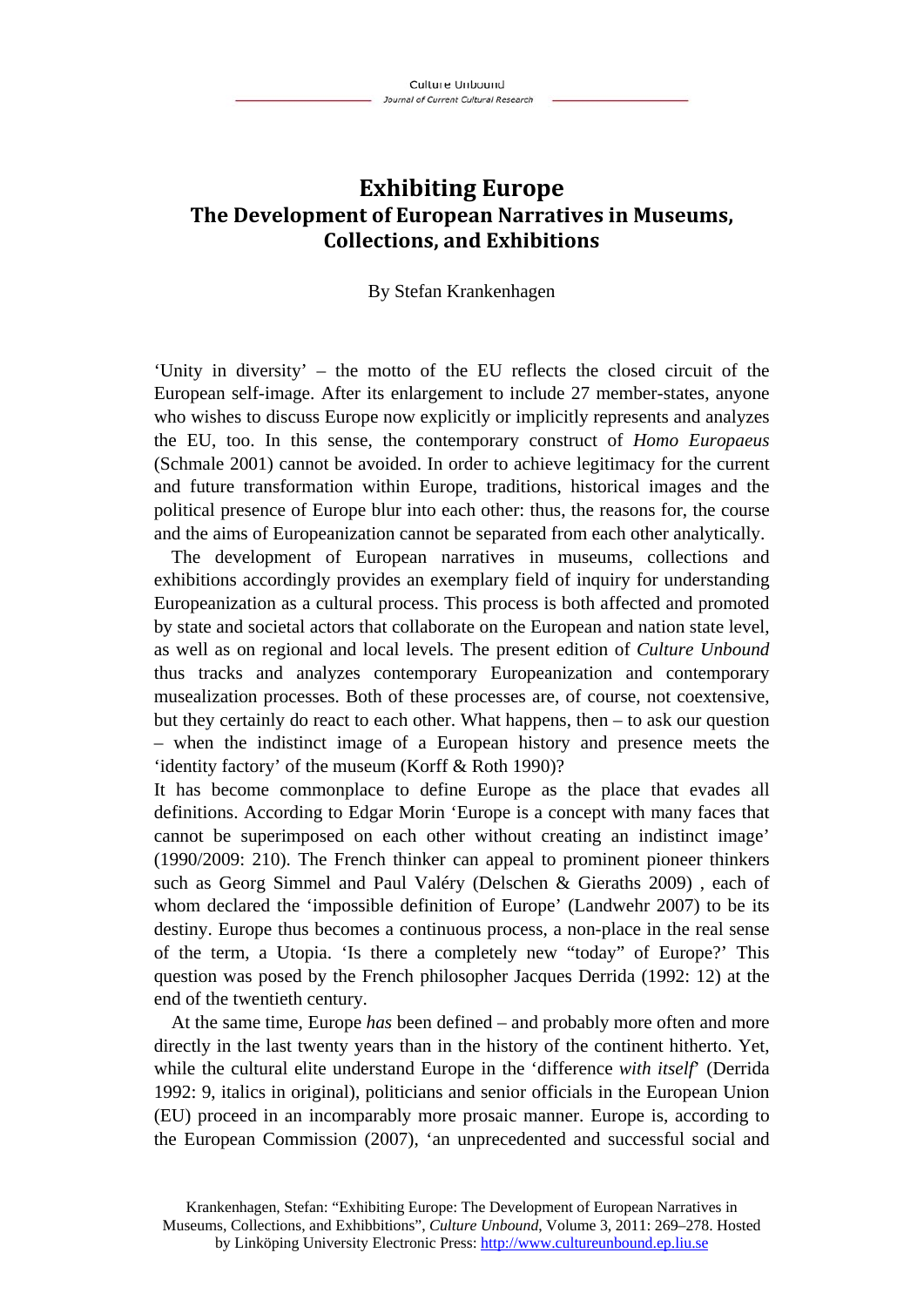# Exhibiting Europe
## The Development of European Narratives in Museums, Collections, and Exhibitions

By Stefan Krankenhagen

'Unity in diversity' – the motto of the EU reflects the closed circuit of the European self-image. After its enlargement to include 27 member-states, anyone who wishes to discuss Europe now explicitly or implicitly represents and analyzes the EU, too. In this sense, the contemporary construct of *Homo Europaeus* (Schmale 2001) cannot be avoided. In order to achieve legitimacy for the current and future transformation within Europe, traditions, historical images and the political presence of Europe blur into each other: thus, the reasons for, the course and the aims of Europeanization cannot be separated from each other analytically.

The development of European narratives in museums, collections and exhibitions accordingly provides an exemplary field of inquiry for understanding Europeanization as a cultural process. This process is both affected and promoted by state and societal actors that collaborate on the European and nation state level, as well as on regional and local levels. The present edition of *Culture Unbound* thus tracks and analyzes contemporary Europeanization and contemporary musealization processes. Both of these processes are, of course, not coextensive, but they certainly do react to each other. What happens, then – to ask our question – when the indistinct image of a European history and presence meets the 'identity factory' of the museum (Korff & Roth 1990)?

It has become commonplace to define Europe as the place that evades all definitions. According to Edgar Morin 'Europe is a concept with many faces that cannot be superimposed on each other without creating an indistinct image' (1990/2009: 210). The French thinker can appeal to prominent pioneer thinkers such as Georg Simmel and Paul Valéry (Delschen & Gieraths 2009) , each of whom declared the 'impossible definition of Europe' (Landwehr 2007) to be its destiny. Europe thus becomes a continuous process, a non-place in the real sense of the term, a Utopia. 'Is there a completely new "today" of Europe?' This question was posed by the French philosopher Jacques Derrida (1992: 12) at the end of the twentieth century.

At the same time, Europe *has* been defined – and probably more often and more directly in the last twenty years than in the history of the continent hitherto. Yet, while the cultural elite understand Europe in the 'difference *with itself*' (Derrida 1992: 9, italics in original), politicians and senior officials in the European Union (EU) proceed in an incomparably more prosaic manner. Europe is, according to the European Commission (2007), 'an unprecedented and successful social and

Krankenhagen, Stefan: "Exhibiting Europe: The Development of European Narratives in Museums, Collections, and Exhibitions", *Culture Unbound*, Volume 3, 2011: 269–278. Hosted by Linköping University Electronic Press: http://www.cultureunbound.ep.liu.se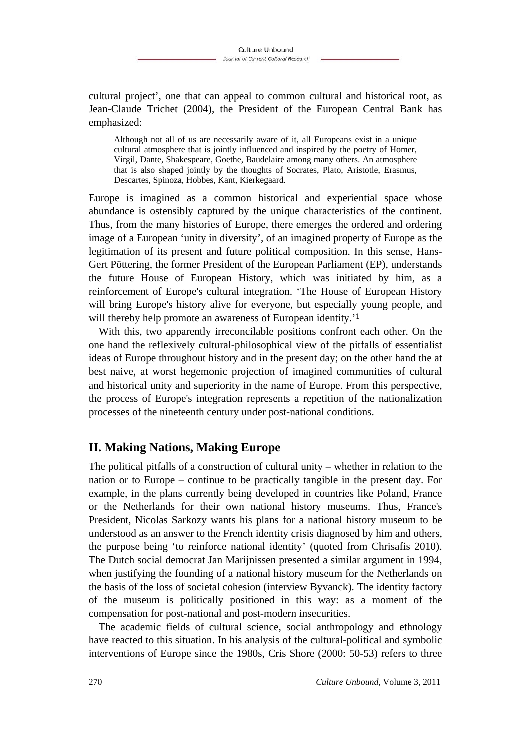cultural project', one that can appeal to common cultural and historical root, as Jean-Claude Trichet (2004), the President of the European Central Bank has emphasized:

> Although not all of us are necessarily aware of it, all Europeans exist in a unique cultural atmosphere that is jointly influenced and inspired by the poetry of Homer, Virgil, Dante, Shakespeare, Goethe, Baudelaire among many others. An atmosphere that is also shaped jointly by the thoughts of Socrates, Plato, Aristotle, Erasmus, Descartes, Spinoza, Hobbes, Kant, Kierkegaard.

Europe is imagined as a common historical and experiential space whose abundance is ostensibly captured by the unique characteristics of the continent. Thus, from the many histories of Europe, there emerges the ordered and ordering image of a European 'unity in diversity', of an imagined property of Europe as the legitimation of its present and future political composition. In this sense, Hans-Gert Pöttering, the former President of the European Parliament (EP), understands the future House of European History, which was initiated by him, as a reinforcement of Europe's cultural integration. 'The House of European History will bring Europe's history alive for everyone, but especially young people, and will thereby help promote an awareness of European identity.'[1]

With this, two apparently irreconcilable positions confront each other. On the one hand the reflexively cultural-philosophical view of the pitfalls of essentialist ideas of Europe throughout history and in the present day; on the other hand the at best naive, at worst hegemonic projection of imagined communities of cultural and historical unity and superiority in the name of Europe. From this perspective, the process of Europe's integration represents a repetition of the nationalization processes of the nineteenth century under post-national conditions.

## II. Making Nations, Making Europe

The political pitfalls of a construction of cultural unity – whether in relation to the nation or to Europe – continue to be practically tangible in the present day. For example, in the plans currently being developed in countries like Poland, France or the Netherlands for their own national history museums. Thus, France's President, Nicolas Sarkozy wants his plans for a national history museum to be understood as an answer to the French identity crisis diagnosed by him and others, the purpose being 'to reinforce national identity' (quoted from Chrisafis 2010). The Dutch social democrat Jan Marijnissen presented a similar argument in 1994, when justifying the founding of a national history museum for the Netherlands on the basis of the loss of societal cohesion (interview Byvanck). The identity factory of the museum is politically positioned in this way: as a moment of the compensation for post-national and post-modern insecurities.

The academic fields of cultural science, social anthropology and ethnology have reacted to this situation. In his analysis of the cultural-political and symbolic interventions of Europe since the 1980s, Cris Shore (2000: 50-53) refers to three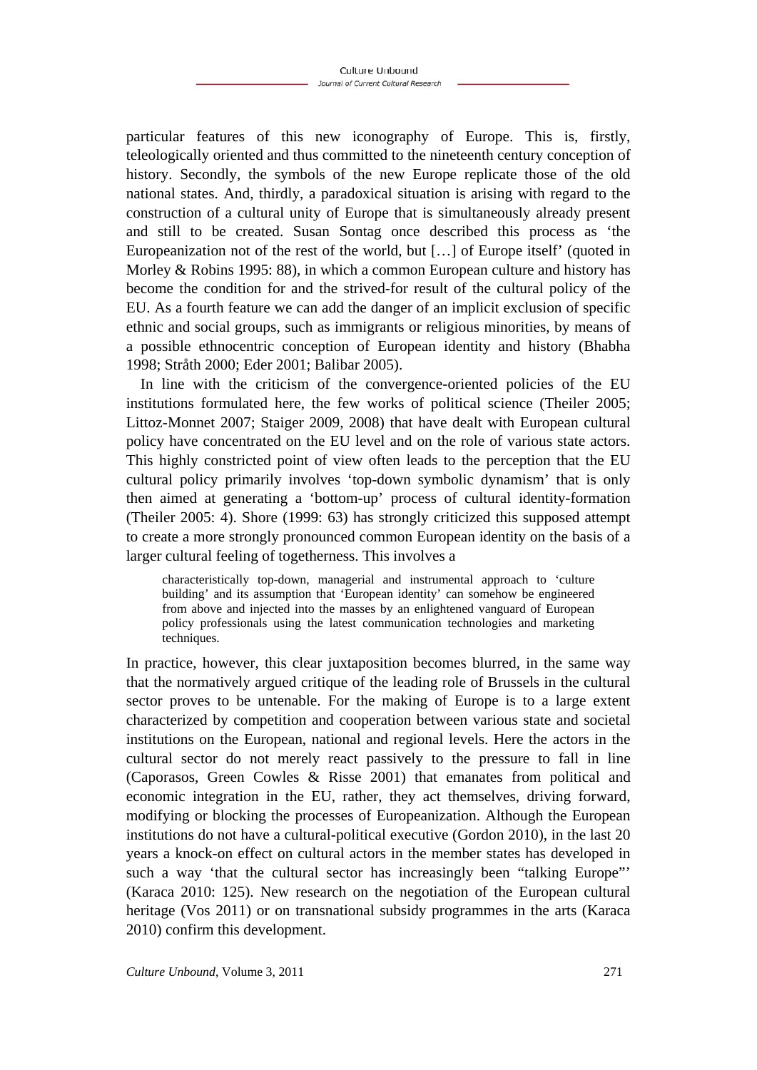particular features of this new iconography of Europe. This is, firstly, teleologically oriented and thus committed to the nineteenth century conception of history. Secondly, the symbols of the new Europe replicate those of the old national states. And, thirdly, a paradoxical situation is arising with regard to the construction of a cultural unity of Europe that is simultaneously already present and still to be created. Susan Sontag once described this process as 'the Europeanization not of the rest of the world, but […] of Europe itself' (quoted in Morley & Robins 1995: 88), in which a common European culture and history has become the condition for and the strived-for result of the cultural policy of the EU. As a fourth feature we can add the danger of an implicit exclusion of specific ethnic and social groups, such as immigrants or religious minorities, by means of a possible ethnocentric conception of European identity and history (Bhabha 1998; Stråth 2000; Eder 2001; Balibar 2005).

In line with the criticism of the convergence-oriented policies of the EU institutions formulated here, the few works of political science (Theiler 2005; Littoz-Monnet 2007; Staiger 2009, 2008) that have dealt with European cultural policy have concentrated on the EU level and on the role of various state actors. This highly constricted point of view often leads to the perception that the EU cultural policy primarily involves 'top-down symbolic dynamism' that is only then aimed at generating a 'bottom-up' process of cultural identity-formation (Theiler 2005: 4). Shore (1999: 63) has strongly criticized this supposed attempt to create a more strongly pronounced common European identity on the basis of a larger cultural feeling of togetherness. This involves a

> characteristically top-down, managerial and instrumental approach to 'culture building' and its assumption that 'European identity' can somehow be engineered from above and injected into the masses by an enlightened vanguard of European policy professionals using the latest communication technologies and marketing techniques.

In practice, however, this clear juxtaposition becomes blurred, in the same way that the normatively argued critique of the leading role of Brussels in the cultural sector proves to be untenable. For the making of Europe is to a large extent characterized by competition and cooperation between various state and societal institutions on the European, national and regional levels. Here the actors in the cultural sector do not merely react passively to the pressure to fall in line (Caporasos, Green Cowles & Risse 2001) that emanates from political and economic integration in the EU, rather, they act themselves, driving forward, modifying or blocking the processes of Europeanization. Although the European institutions do not have a cultural-political executive (Gordon 2010), in the last 20 years a knock-on effect on cultural actors in the member states has developed in such a way 'that the cultural sector has increasingly been "talking Europe"' (Karaca 2010: 125). New research on the negotiation of the European cultural heritage (Vos 2011) or on transnational subsidy programmes in the arts (Karaca 2010) confirm this development.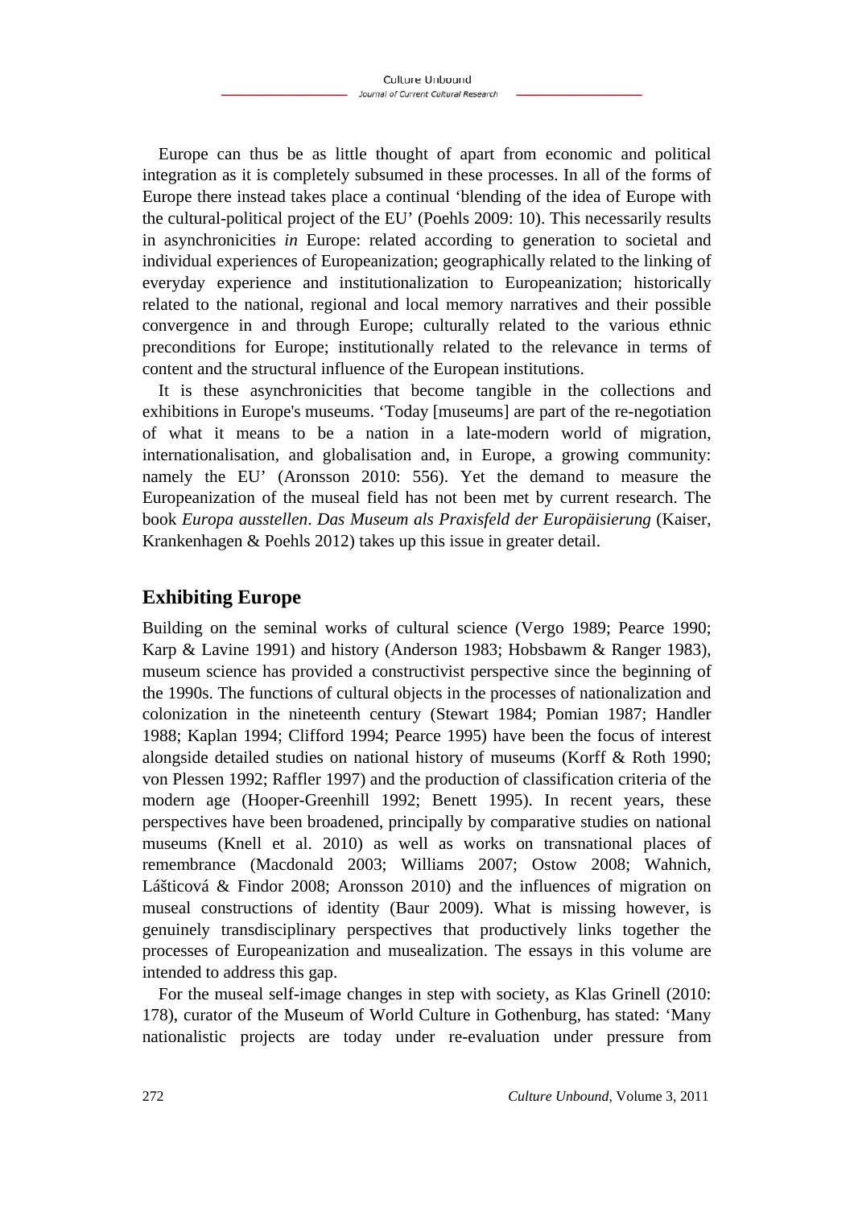Europe can thus be as little thought of apart from economic and political integration as it is completely subsumed in these processes. In all of the forms of Europe there instead takes place a continual 'blending of the idea of Europe with the cultural-political project of the EU' (Poehls 2009: 10). This necessarily results in asynchronicities *in* Europe: related according to generation to societal and individual experiences of Europeanization; geographically related to the linking of everyday experience and institutionalization to Europeanization; historically related to the national, regional and local memory narratives and their possible convergence in and through Europe; culturally related to the various ethnic preconditions for Europe; institutionally related to the relevance in terms of content and the structural influence of the European institutions.

It is these asynchronicities that become tangible in the collections and exhibitions in Europe's museums. 'Today [museums] are part of the re-negotiation of what it means to be a nation in a late-modern world of migration, internationalisation, and globalisation and, in Europe, a growing community: namely the EU' (Aronsson 2010: 556). Yet the demand to measure the Europeanization of the museal field has not been met by current research. The book *Europa ausstellen*. *Das Museum als Praxisfeld der Europäisierung* (Kaiser, Krankenhagen & Poehls 2012) takes up this issue in greater detail.

## Exhibiting Europe

Building on the seminal works of cultural science (Vergo 1989; Pearce 1990; Karp & Lavine 1991) and history (Anderson 1983; Hobsbawm & Ranger 1983), museum science has provided a constructivist perspective since the beginning of the 1990s. The functions of cultural objects in the processes of nationalization and colonization in the nineteenth century (Stewart 1984; Pomian 1987; Handler 1988; Kaplan 1994; Clifford 1994; Pearce 1995) have been the focus of interest alongside detailed studies on national history of museums (Korff & Roth 1990; von Plessen 1992; Raffler 1997) and the production of classification criteria of the modern age (Hooper-Greenhill 1992; Benett 1995). In recent years, these perspectives have been broadened, principally by comparative studies on national museums (Knell et al. 2010) as well as works on transnational places of remembrance (Macdonald 2003; Williams 2007; Ostow 2008; Wahnich, Lášticová & Findor 2008; Aronsson 2010) and the influences of migration on museal constructions of identity (Baur 2009). What is missing however, is genuinely transdisciplinary perspectives that productively links together the processes of Europeanization and musealization. The essays in this volume are intended to address this gap.

For the museal self-image changes in step with society, as Klas Grinell (2010: 178), curator of the Museum of World Culture in Gothenburg, has stated: 'Many nationalistic projects are today under re-evaluation under pressure from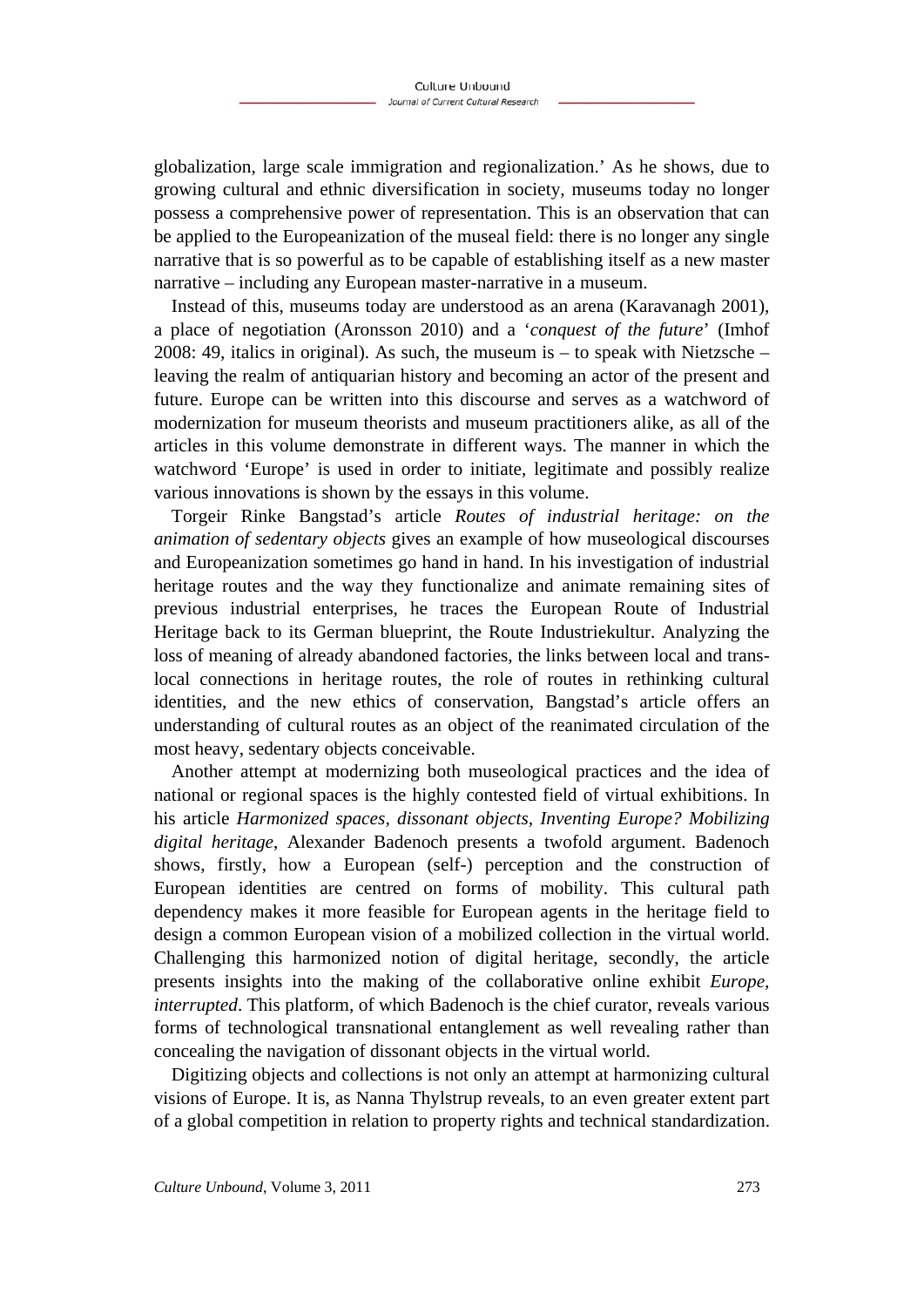globalization, large scale immigration and regionalization.' As he shows, due to growing cultural and ethnic diversification in society, museums today no longer possess a comprehensive power of representation. This is an observation that can be applied to the Europeanization of the museal field: there is no longer any single narrative that is so powerful as to be capable of establishing itself as a new master narrative – including any European master-narrative in a museum.

Instead of this, museums today are understood as an arena (Karavanagh 2001), a place of negotiation (Aronsson 2010) and a '*conquest of the future*' (Imhof 2008: 49, italics in original). As such, the museum is – to speak with Nietzsche – leaving the realm of antiquarian history and becoming an actor of the present and future. Europe can be written into this discourse and serves as a watchword of modernization for museum theorists and museum practitioners alike, as all of the articles in this volume demonstrate in different ways. The manner in which the watchword 'Europe' is used in order to initiate, legitimate and possibly realize various innovations is shown by the essays in this volume.

Torgeir Rinke Bangstad's article *Routes of industrial heritage: on the animation of sedentary objects* gives an example of how museological discourses and Europeanization sometimes go hand in hand. In his investigation of industrial heritage routes and the way they functionalize and animate remaining sites of previous industrial enterprises, he traces the European Route of Industrial Heritage back to its German blueprint, the Route Industriekultur. Analyzing the loss of meaning of already abandoned factories, the links between local and trans-local connections in heritage routes, the role of routes in rethinking cultural identities, and the new ethics of conservation, Bangstad's article offers an understanding of cultural routes as an object of the reanimated circulation of the most heavy, sedentary objects conceivable.

Another attempt at modernizing both museological practices and the idea of national or regional spaces is the highly contested field of virtual exhibitions. In his article *Harmonized spaces, dissonant objects, Inventing Europe? Mobilizing digital heritage*, Alexander Badenoch presents a twofold argument. Badenoch shows, firstly, how a European (self-) perception and the construction of European identities are centred on forms of mobility. This cultural path dependency makes it more feasible for European agents in the heritage field to design a common European vision of a mobilized collection in the virtual world. Challenging this harmonized notion of digital heritage, secondly, the article presents insights into the making of the collaborative online exhibit *Europe, interrupted*. This platform, of which Badenoch is the chief curator, reveals various forms of technological transnational entanglement as well revealing rather than concealing the navigation of dissonant objects in the virtual world.

Digitizing objects and collections is not only an attempt at harmonizing cultural visions of Europe. It is, as Nanna Thylstrup reveals, to an even greater extent part of a global competition in relation to property rights and technical standardization.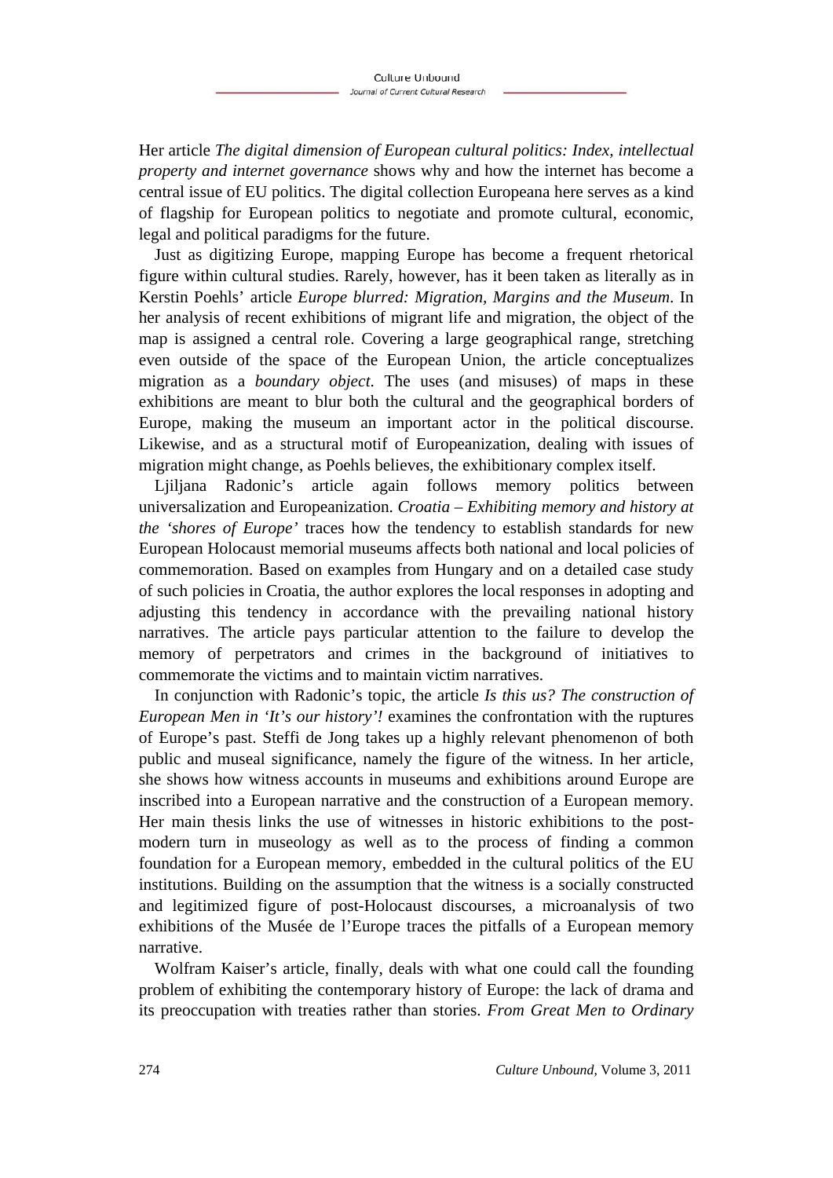Her article *The digital dimension of European cultural politics: Index, intellectual property and internet governance* shows why and how the internet has become a central issue of EU politics. The digital collection Europeana here serves as a kind of flagship for European politics to negotiate and promote cultural, economic, legal and political paradigms for the future.

Just as digitizing Europe, mapping Europe has become a frequent rhetorical figure within cultural studies. Rarely, however, has it been taken as literally as in Kerstin Poehls' article *Europe blurred: Migration, Margins and the Museum*. In her analysis of recent exhibitions of migrant life and migration, the object of the map is assigned a central role. Covering a large geographical range, stretching even outside of the space of the European Union, the article conceptualizes migration as a *boundary object*. The uses (and misuses) of maps in these exhibitions are meant to blur both the cultural and the geographical borders of Europe, making the museum an important actor in the political discourse. Likewise, and as a structural motif of Europeanization, dealing with issues of migration might change, as Poehls believes, the exhibitionary complex itself.

Ljiljana Radonic's article again follows memory politics between universalization and Europeanization. *Croatia – Exhibiting memory and history at the 'shores of Europe'* traces how the tendency to establish standards for new European Holocaust memorial museums affects both national and local policies of commemoration. Based on examples from Hungary and on a detailed case study of such policies in Croatia, the author explores the local responses in adopting and adjusting this tendency in accordance with the prevailing national history narratives. The article pays particular attention to the failure to develop the memory of perpetrators and crimes in the background of initiatives to commemorate the victims and to maintain victim narratives.

In conjunction with Radonic's topic, the article *Is this us? The construction of European Men in 'It's our history'!* examines the confrontation with the ruptures of Europe's past. Steffi de Jong takes up a highly relevant phenomenon of both public and museal significance, namely the figure of the witness. In her article, she shows how witness accounts in museums and exhibitions around Europe are inscribed into a European narrative and the construction of a European memory. Her main thesis links the use of witnesses in historic exhibitions to the post-modern turn in museology as well as to the process of finding a common foundation for a European memory, embedded in the cultural politics of the EU institutions. Building on the assumption that the witness is a socially constructed and legitimized figure of post-Holocaust discourses, a microanalysis of two exhibitions of the Musée de l'Europe traces the pitfalls of a European memory narrative.

Wolfram Kaiser's article, finally, deals with what one could call the founding problem of exhibiting the contemporary history of Europe: the lack of drama and its preoccupation with treaties rather than stories. *From Great Men to Ordinary*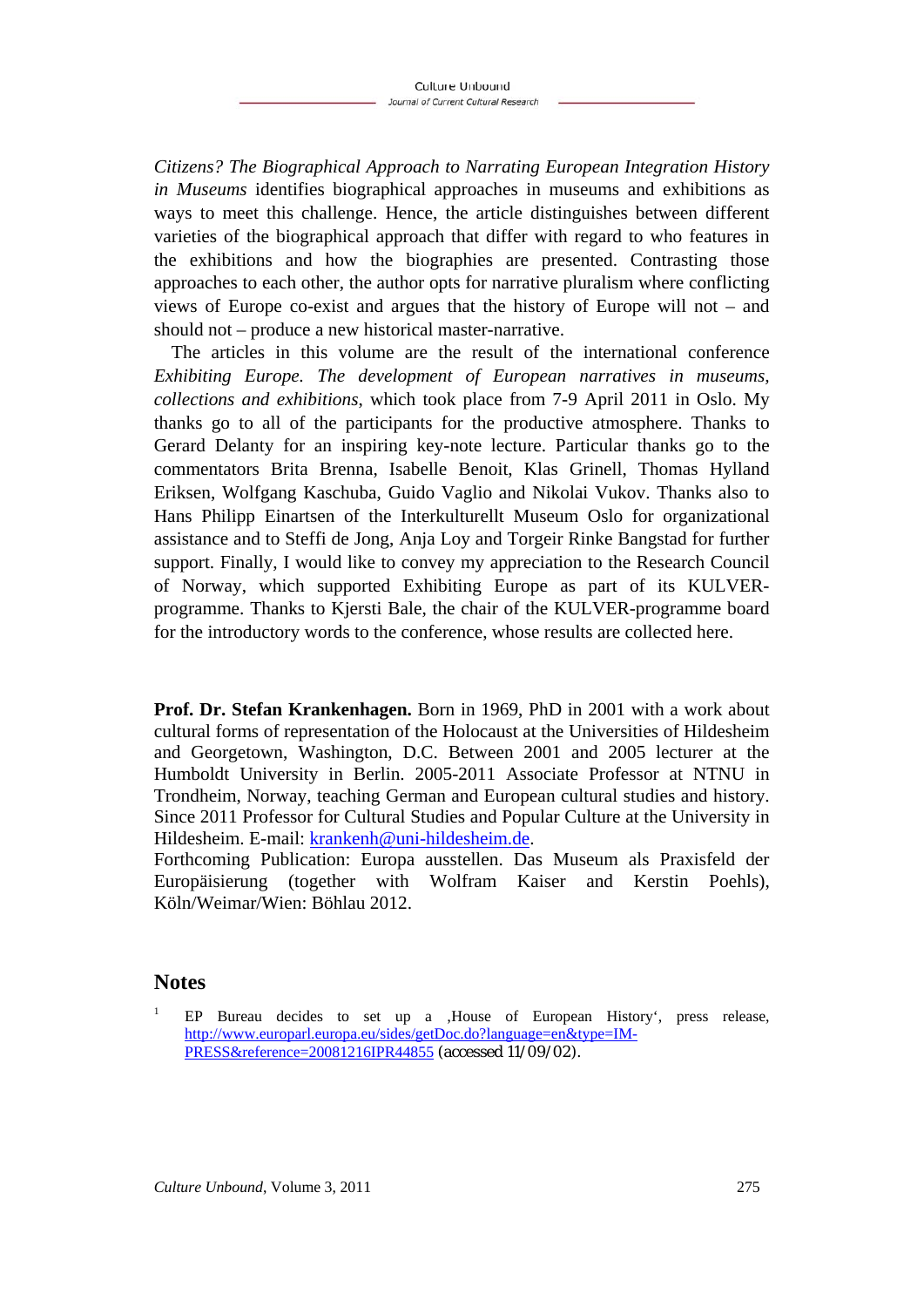*Citizens? The Biographical Approach to Narrating European Integration History in Museums* identifies biographical approaches in museums and exhibitions as ways to meet this challenge. Hence, the article distinguishes between different varieties of the biographical approach that differ with regard to who features in the exhibitions and how the biographies are presented. Contrasting those approaches to each other, the author opts for narrative pluralism where conflicting views of Europe co-exist and argues that the history of Europe will not – and should not – produce a new historical master-narrative.

The articles in this volume are the result of the international conference *Exhibiting Europe. The development of European narratives in museums, collections and exhibitions*, which took place from 7-9 April 2011 in Oslo. My thanks go to all of the participants for the productive atmosphere. Thanks to Gerard Delanty for an inspiring key-note lecture. Particular thanks go to the commentators Brita Brenna, Isabelle Benoit, Klas Grinell, Thomas Hylland Eriksen, Wolfgang Kaschuba, Guido Vaglio and Nikolai Vukov. Thanks also to Hans Philipp Einartsen of the Interkulturellt Museum Oslo for organizational assistance and to Steffi de Jong, Anja Loy and Torgeir Rinke Bangstad for further support. Finally, I would like to convey my appreciation to the Research Council of Norway, which supported Exhibiting Europe as part of its KULVER-programme. Thanks to Kjersti Bale, the chair of the KULVER-programme board for the introductory words to the conference, whose results are collected here.

**Prof. Dr. Stefan Krankenhagen.** Born in 1969, PhD in 2001 with a work about cultural forms of representation of the Holocaust at the Universities of Hildesheim and Georgetown, Washington, D.C. Between 2001 and 2005 lecturer at the Humboldt University in Berlin. 2005-2011 Associate Professor at NTNU in Trondheim, Norway, teaching German and European cultural studies and history. Since 2011 Professor for Cultural Studies and Popular Culture at the University in Hildesheim. E-mail: krankenh@uni-hildesheim.de.
Forthcoming Publication: Europa ausstellen. Das Museum als Praxisfeld der Europäisierung (together with Wolfram Kaiser and Kerstin Poehls), Köln/Weimar/Wien: Böhlau 2012.

## Notes

[1] EP Bureau decides to set up a ‚House of European History', press release, http://www.europarl.europa.eu/sides/getDoc.do?language=en&type=IM-PRESS&reference=20081216IPR44855 (accessed 11/09/02).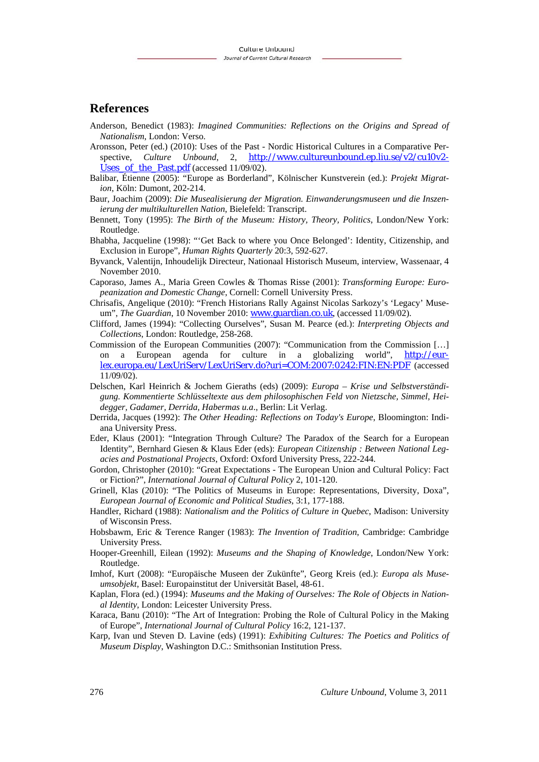## References

Anderson, Benedict (1983): *Imagined Communities: Reflections on the Origins and Spread of Nationalism*, London: Verso.

Aronsson, Peter (ed.) (2010): Uses of the Past - Nordic Historical Cultures in a Comparative Perspective, *Culture Unbound*, 2, http://www.cultureunbound.ep.liu.se/v2/cu10v2-Uses_of_the_Past.pdf (accessed 11/09/02).

Balibar, Étienne (2005): "Europe as Borderland", Kölnischer Kunstverein (ed.): *Projekt Migration*, Köln: Dumont, 202-214.

Baur, Joachim (2009): *Die Musealisierung der Migration. Einwanderungsmuseen und die Inszenierung der multikulturellen Nation*, Bielefeld: Transcript.

Bennett, Tony (1995): *The Birth of the Museum: History, Theory, Politics*, London/New York: Routledge.

Bhabha, Jacqueline (1998): "'Get Back to where you Once Belonged': Identity, Citizenship, and Exclusion in Europe", *Human Rights Quarterly* 20:3, 592-627.

Byvanck, Valentijn, Inhoudelijk Directeur, Nationaal Historisch Museum, interview, Wassenaar, 4 November 2010.

Caporaso, James A., Maria Green Cowles & Thomas Risse (2001): *Transforming Europe: Europeanization and Domestic Change*, Cornell: Cornell University Press.

Chrisafis, Angelique (2010): "French Historians Rally Against Nicolas Sarkozy's 'Legacy' Museum", *The Guardian*, 10 November 2010: www.guardian.co.uk, (accessed 11/09/02).

Clifford, James (1994): "Collecting Ourselves", Susan M. Pearce (ed.): *Interpreting Objects and Collections*, London: Routledge, 258-268.

Commission of the European Communities (2007): "Communication from the Commission […] on a European agenda for culture in a globalizing world", http://eur-lex.europa.eu/LexUriServ/LexUriServ.do?uri=COM:2007:0242:FIN:EN:PDF (accessed 11/09/02).

Delschen, Karl Heinrich & Jochem Gieraths (eds) (2009): *Europa – Krise und Selbstverständigung. Kommentierte Schlüsseltexte aus dem philosophischen Feld von Nietzsche, Simmel, Heidegger, Gadamer, Derrida, Habermas u.a*., Berlin: Lit Verlag.

Derrida, Jacques (1992): *The Other Heading: Reflections on Today's Europe*, Bloomington: Indiana University Press.

Eder, Klaus (2001): "Integration Through Culture? The Paradox of the Search for a European Identity", Bernhard Giesen & Klaus Eder (eds): *European Citizenship : Between National Legacies and Postnational Projects*, Oxford: Oxford University Press, 222-244.

Gordon, Christopher (2010): "Great Expectations - The European Union and Cultural Policy: Fact or Fiction?", *International Journal of Cultural Policy* 2, 101-120.

Grinell, Klas (2010): "The Politics of Museums in Europe: Representations, Diversity, Doxa", *European Journal of Economic and Political Studies*, 3:1, 177-188.

Handler, Richard (1988): *Nationalism and the Politics of Culture in Quebec*, Madison: University of Wisconsin Press.

Hobsbawm, Eric & Terence Ranger (1983): *The Invention of Tradition*, Cambridge: Cambridge University Press.

Hooper-Greenhill, Eilean (1992): *Museums and the Shaping of Knowledge*, London/New York: Routledge.

Imhof, Kurt (2008): "Europäische Museen der Zukünfte", Georg Kreis (ed.): *Europa als Museumsobjekt*, Basel: Europainstitut der Universität Basel, 48-61.

Kaplan, Flora (ed.) (1994): *Museums and the Making of Ourselves: The Role of Objects in National Identity*, London: Leicester University Press.

Karaca, Banu (2010): "The Art of Integration: Probing the Role of Cultural Policy in the Making of Europe", *International Journal of Cultural Policy* 16:2, 121-137.

Karp, Ivan und Steven D. Lavine (eds) (1991): *Exhibiting Cultures: The Poetics and Politics of Museum Display*, Washington D.C.: Smithsonian Institution Press.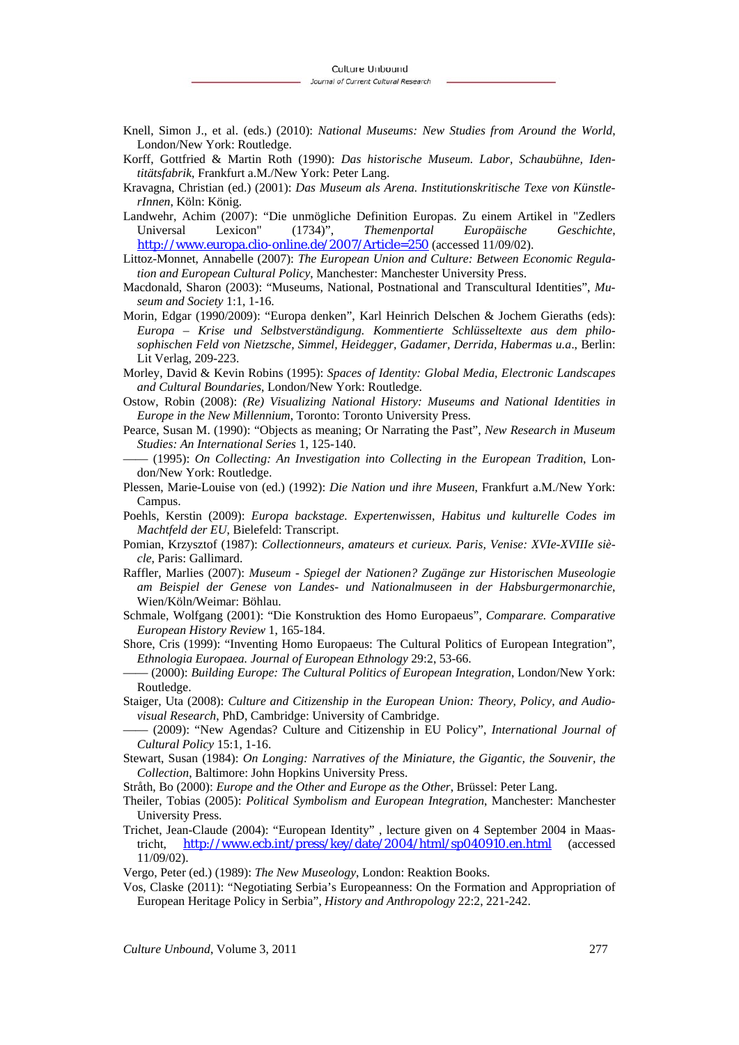Knell, Simon J., et al. (eds.) (2010): *National Museums: New Studies from Around the World*, London/New York: Routledge.

Korff, Gottfried & Martin Roth (1990): *Das historische Museum. Labor, Schaubühne, Identitätsfabrik*, Frankfurt a.M./New York: Peter Lang.

Kravagna, Christian (ed.) (2001): *Das Museum als Arena. Institutionskritische Texe von KünstlerInnen*, Köln: König.

Landwehr, Achim (2007): "Die unmögliche Definition Europas. Zu einem Artikel in "Zedlers Universal Lexicon" (1734)", *Themenportal Europäische Geschichte*, http://www.europa.clio-online.de/2007/Article=250 (accessed 11/09/02).

Littoz-Monnet, Annabelle (2007): *The European Union and Culture: Between Economic Regulation and European Cultural Policy*, Manchester: Manchester University Press.

Macdonald, Sharon (2003): "Museums, National, Postnational and Transcultural Identities", *Museum and Society* 1:1, 1-16.

Morin, Edgar (1990/2009): "Europa denken", Karl Heinrich Delschen & Jochem Gieraths (eds): *Europa – Krise und Selbstverständigung. Kommentierte Schlüsseltexte aus dem philosophischen Feld von Nietzsche, Simmel, Heidegger, Gadamer, Derrida, Habermas u.a*., Berlin: Lit Verlag, 209-223.

Morley, David & Kevin Robins (1995): *Spaces of Identity: Global Media, Electronic Landscapes and Cultural Boundaries*, London/New York: Routledge.

Ostow, Robin (2008): *(Re) Visualizing National History: Museums and National Identities in Europe in the New Millennium*, Toronto: Toronto University Press.

Pearce, Susan M. (1990): "Objects as meaning; Or Narrating the Past", *New Research in Museum Studies: An International Series* 1, 125-140.

—— (1995): *On Collecting: An Investigation into Collecting in the European Tradition*, London/New York: Routledge.

Plessen, Marie-Louise von (ed.) (1992): *Die Nation und ihre Museen*, Frankfurt a.M./New York: Campus.

Poehls, Kerstin (2009): *Europa backstage. Expertenwissen, Habitus und kulturelle Codes im Machtfeld der EU*, Bielefeld: Transcript.

Pomian, Krzysztof (1987): *Collectionneurs, amateurs et curieux. Paris, Venise: XVIe-XVIIIe siècle*, Paris: Gallimard.

Raffler, Marlies (2007): *Museum - Spiegel der Nationen? Zugänge zur Historischen Museologie am Beispiel der Genese von Landes- und Nationalmuseen in der Habsburgermonarchie*, Wien/Köln/Weimar: Böhlau.

Schmale, Wolfgang (2001): "Die Konstruktion des Homo Europaeus", *Comparare. Comparative European History Review* 1, 165-184.

Shore, Cris (1999): "Inventing Homo Europaeus: The Cultural Politics of European Integration", *Ethnologia Europaea. Journal of European Ethnology* 29:2, 53-66.

—— (2000): *Building Europe: The Cultural Politics of European Integration*, London/New York: Routledge.

Staiger, Uta (2008): *Culture and Citizenship in the European Union: Theory, Policy, and Audiovisual Research*, PhD, Cambridge: University of Cambridge.

—— (2009): "New Agendas? Culture and Citizenship in EU Policy", *International Journal of Cultural Policy* 15:1, 1-16.

Stewart, Susan (1984): *On Longing: Narratives of the Miniature, the Gigantic, the Souvenir, the Collection*, Baltimore: John Hopkins University Press.

Stråth, Bo (2000): *Europe and the Other and Europe as the Other*, Brüssel: Peter Lang.

Theiler, Tobias (2005): *Political Symbolism and European Integration*, Manchester: Manchester University Press.

Trichet, Jean-Claude (2004): "European Identity" , lecture given on 4 September 2004 in Maastricht, http://www.ecb.int/press/key/date/2004/html/sp040910.en.html (accessed 11/09/02).

Vergo, Peter (ed.) (1989): *The New Museology*, London: Reaktion Books.

Vos, Claske (2011): "Negotiating Serbia's Europeanness: On the Formation and Appropriation of European Heritage Policy in Serbia", *History and Anthropology* 22:2, 221-242.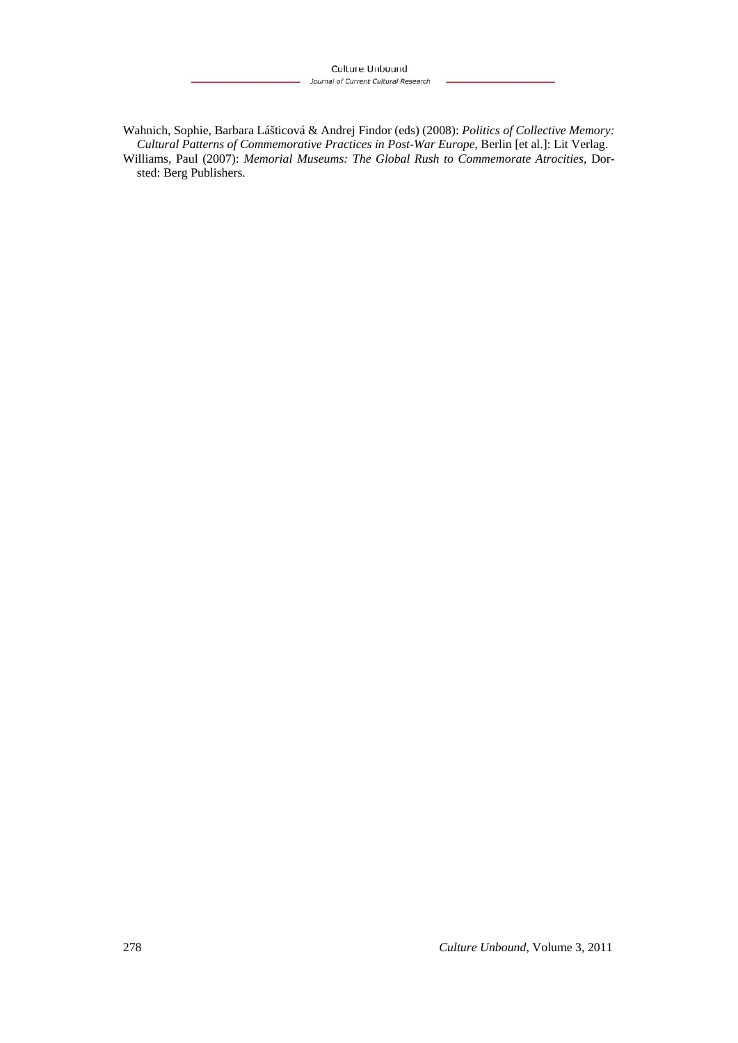Wahnich, Sophie, Barbara Lášticová & Andrej Findor (eds) (2008): *Politics of Collective Memory: Cultural Patterns of Commemorative Practices in Post-War Europe*, Berlin [et al.]: Lit Verlag.

Williams, Paul (2007): *Memorial Museums: The Global Rush to Commemorate Atrocities*, Dorsted: Berg Publishers.